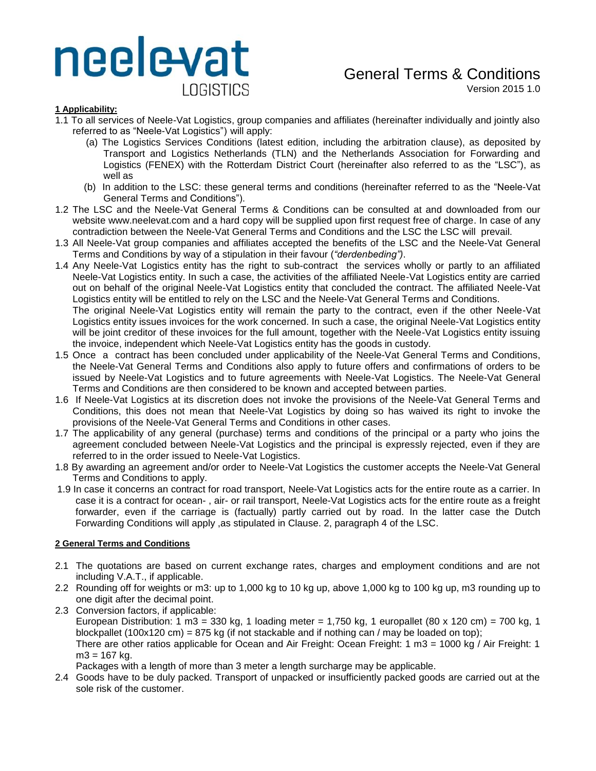# neele-vat LOGISTICS

## General Terms & Conditions

Version 2015 1.0

**1 Applicability:**

1.1 To all services of Neele-Vat Logistics, group companies and affiliates (hereinafter individually and jointly also referred to as "Neele-Vat Logistics") will apply:

(a) The Logistics Services Conditions (latest edition, including the arbitration clause), as deposited by Transport and Logistics Netherlands (TLN) and the Netherlands Association for Forwarding and Logistics (FENEX) with the Rotterdam District Court (hereinafter also referred to as the "LSC"), as well as

(b) In addition to the LSC: these general terms and conditions (hereinafter referred to as the "Neele-Vat General Terms and Conditions").

1.2 The LSC and the Neele-Vat General Terms & Conditions can be consulted at and downloaded from our website www.neelevat.com and a hard copy will be supplied upon first request free of charge. In case of any contradiction between the Neele-Vat General Terms and Conditions and the LSC the LSC will prevail.

1.3 All Neele-Vat group companies and affiliates accepted the benefits of the LSC and the Neele-Vat General Terms and Conditions by way of a stipulation in their favour (*"derdenbeding")*.

1.4 Any Neele-Vat Logistics entity has the right to sub-contract the services wholly or partly to an affiliated Neele-Vat Logistics entity. In such a case, the activities of the affiliated Neele-Vat Logistics entity are carried out on behalf of the original Neele-Vat Logistics entity that concluded the contract. The affiliated Neele-Vat Logistics entity will be entitled to rely on the LSC and the Neele-Vat General Terms and Conditions.
The original Neele-Vat Logistics entity will remain the party to the contract, even if the other Neele-Vat Logistics entity issues invoices for the work concerned. In such a case, the original Neele-Vat Logistics entity will be joint creditor of these invoices for the full amount, together with the Neele-Vat Logistics entity issuing the invoice, independent which Neele-Vat Logistics entity has the goods in custody.

1.5 Once a contract has been concluded under applicability of the Neele-Vat General Terms and Conditions, the Neele-Vat General Terms and Conditions also apply to future offers and confirmations of orders to be issued by Neele-Vat Logistics and to future agreements with Neele-Vat Logistics. The Neele-Vat General Terms and Conditions are then considered to be known and accepted between parties.

1.6 If Neele-Vat Logistics at its discretion does not invoke the provisions of the Neele-Vat General Terms and Conditions, this does not mean that Neele-Vat Logistics by doing so has waived its right to invoke the provisions of the Neele-Vat General Terms and Conditions in other cases.

1.7 The applicability of any general (purchase) terms and conditions of the principal or a party who joins the agreement concluded between Neele-Vat Logistics and the principal is expressly rejected, even if they are referred to in the order issued to Neele-Vat Logistics.

1.8 By awarding an agreement and/or order to Neele-Vat Logistics the customer accepts the Neele-Vat General Terms and Conditions to apply.

1.9 In case it concerns an contract for road transport, Neele-Vat Logistics acts for the entire route as a carrier. In case it is a contract for ocean- , air- or rail transport, Neele-Vat Logistics acts for the entire route as a freight forwarder, even if the carriage is (factually) partly carried out by road. In the latter case the Dutch Forwarding Conditions will apply ,as stipulated in Clause. 2, paragraph 4 of the LSC.

**2 General Terms and Conditions**

2.1 The quotations are based on current exchange rates, charges and employment conditions and are not including V.A.T., if applicable.

2.2 Rounding off for weights or m3: up to 1,000 kg to 10 kg up, above 1,000 kg to 100 kg up, m3 rounding up to one digit after the decimal point.

2.3 Conversion factors, if applicable:
European Distribution: 1 m3 = 330 kg, 1 loading meter = 1,750 kg, 1 europallet (80 x 120 cm) = 700 kg, 1 blockpallet (100x120 cm) = 875 kg (if not stackable and if nothing can / may be loaded on top);
There are other ratios applicable for Ocean and Air Freight: Ocean Freight: 1 m3 = 1000 kg / Air Freight: 1 m3 = 167 kg.
Packages with a length of more than 3 meter a length surcharge may be applicable.

2.4 Goods have to be duly packed. Transport of unpacked or insufficiently packed goods are carried out at the sole risk of the customer.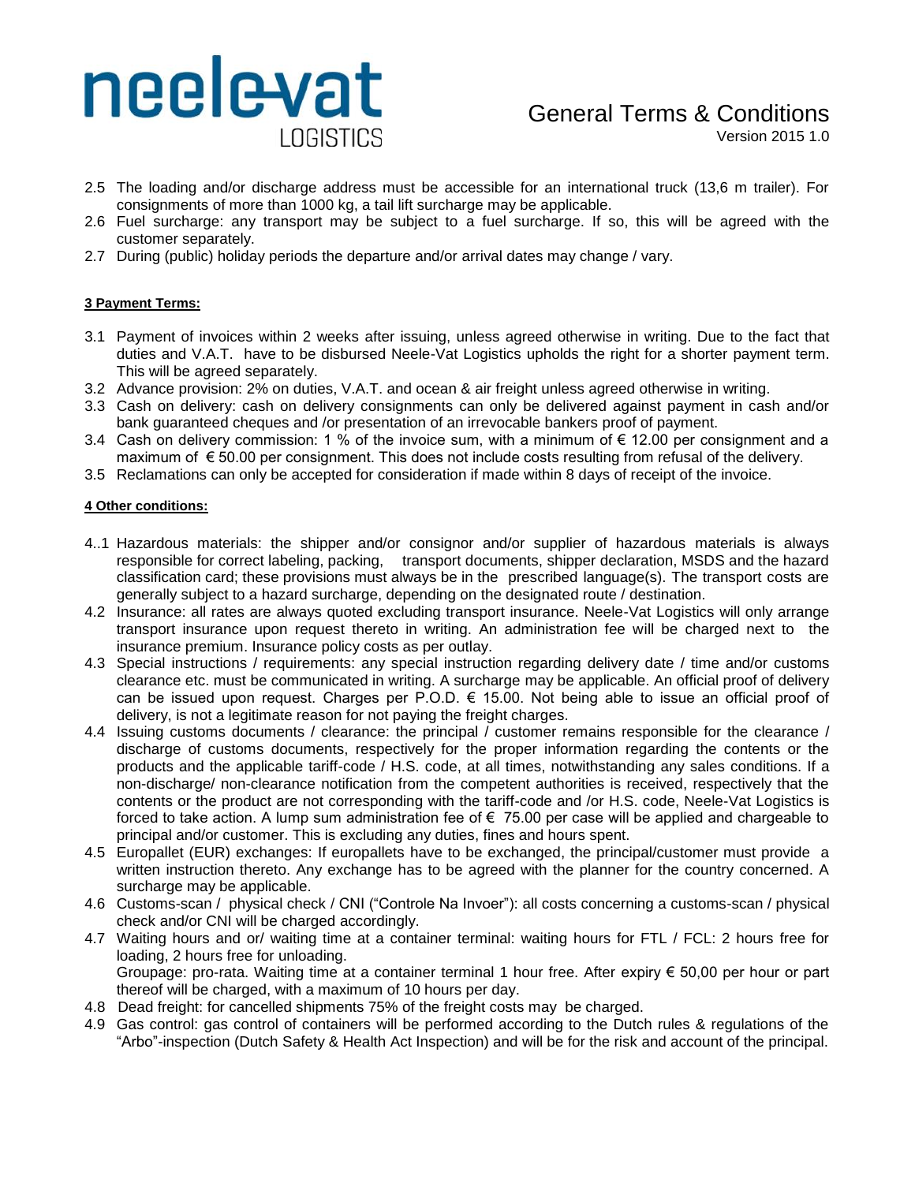2.5 The loading and/or discharge address must be accessible for an international truck (13,6 m trailer). For consignments of more than 1000 kg, a tail lift surcharge may be applicable.
2.6 Fuel surcharge: any transport may be subject to a fuel surcharge. If so, this will be agreed with the customer separately.
2.7 During (public) holiday periods the departure and/or arrival dates may change / vary.

**3 Payment Terms:**

3.1 Payment of invoices within 2 weeks after issuing, unless agreed otherwise in writing. Due to the fact that duties and V.A.T. have to be disbursed Neele-Vat Logistics upholds the right for a shorter payment term. This will be agreed separately.
3.2 Advance provision: 2% on duties, V.A.T. and ocean & air freight unless agreed otherwise in writing.
3.3 Cash on delivery: cash on delivery consignments can only be delivered against payment in cash and/or bank guaranteed cheques and /or presentation of an irrevocable bankers proof of payment.
3.4 Cash on delivery commission: 1 % of the invoice sum, with a minimum of € 12.00 per consignment and a maximum of € 50.00 per consignment. This does not include costs resulting from refusal of the delivery.
3.5 Reclamations can only be accepted for consideration if made within 8 days of receipt of the invoice.

**4 Other conditions:**

4..1 Hazardous materials: the shipper and/or consignor and/or supplier of hazardous materials is always responsible for correct labeling, packing, transport documents, shipper declaration, MSDS and the hazard classification card; these provisions must always be in the prescribed language(s). The transport costs are generally subject to a hazard surcharge, depending on the designated route / destination.
4.2 Insurance: all rates are always quoted excluding transport insurance. Neele-Vat Logistics will only arrange transport insurance upon request thereto in writing. An administration fee will be charged next to the insurance premium. Insurance policy costs as per outlay.
4.3 Special instructions / requirements: any special instruction regarding delivery date / time and/or customs clearance etc. must be communicated in writing. A surcharge may be applicable. An official proof of delivery can be issued upon request. Charges per P.O.D. € 15.00. Not being able to issue an official proof of delivery, is not a legitimate reason for not paying the freight charges.
4.4 Issuing customs documents / clearance: the principal / customer remains responsible for the clearance / discharge of customs documents, respectively for the proper information regarding the contents or the products and the applicable tariff-code / H.S. code, at all times, notwithstanding any sales conditions. If a non-discharge/ non-clearance notification from the competent authorities is received, respectively that the contents or the product are not corresponding with the tariff-code and /or H.S. code, Neele-Vat Logistics is forced to take action. A lump sum administration fee of € 75.00 per case will be applied and chargeable to principal and/or customer. This is excluding any duties, fines and hours spent.
4.5 Europallet (EUR) exchanges: If europallets have to be exchanged, the principal/customer must provide a written instruction thereto. Any exchange has to be agreed with the planner for the country concerned. A surcharge may be applicable.
4.6 Customs-scan / physical check / CNI ("Controle Na Invoer"): all costs concerning a customs-scan / physical check and/or CNI will be charged accordingly.
4.7 Waiting hours and or/ waiting time at a container terminal: waiting hours for FTL / FCL: 2 hours free for loading, 2 hours free for unloading.
Groupage: pro-rata. Waiting time at a container terminal 1 hour free. After expiry € 50,00 per hour or part thereof will be charged, with a maximum of 10 hours per day.
4.8 Dead freight: for cancelled shipments 75% of the freight costs may be charged.
4.9 Gas control: gas control of containers will be performed according to the Dutch rules & regulations of the "Arbo"-inspection (Dutch Safety & Health Act Inspection) and will be for the risk and account of the principal.